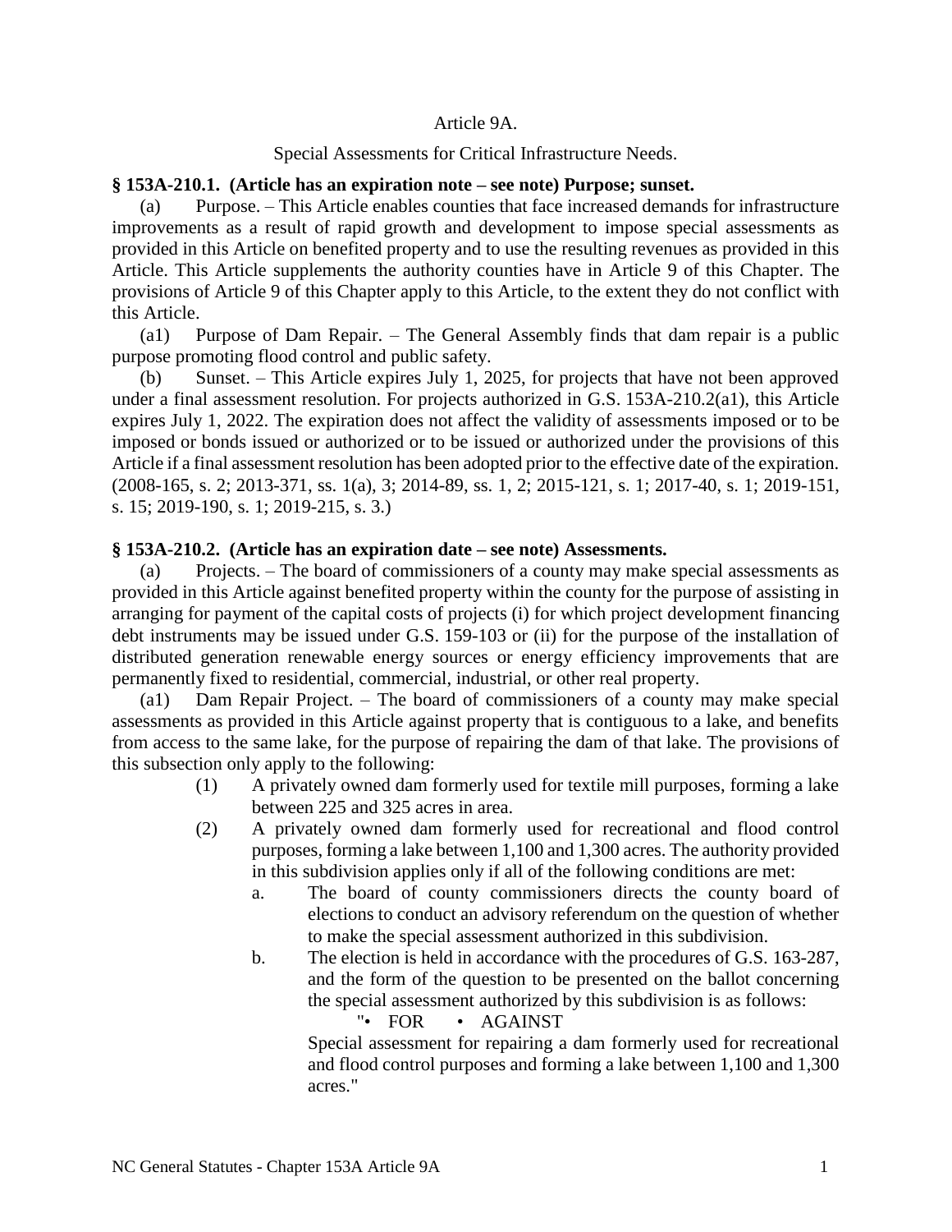# Article 9A.

## Special Assessments for Critical Infrastructure Needs.

**§ 153A-210.1. (Article has an expiration note – see note) Purpose; sunset.**

(a) Purpose. – This Article enables counties that face increased demands for infrastructure improvements as a result of rapid growth and development to impose special assessments as provided in this Article on benefited property and to use the resulting revenues as provided in this Article. This Article supplements the authority counties have in Article 9 of this Chapter. The provisions of Article 9 of this Chapter apply to this Article, to the extent they do not conflict with this Article.

(a1) Purpose of Dam Repair. – The General Assembly finds that dam repair is a public purpose promoting flood control and public safety.

(b) Sunset. – This Article expires July 1, 2025, for projects that have not been approved under a final assessment resolution. For projects authorized in G.S. 153A-210.2(a1), this Article expires July 1, 2022. The expiration does not affect the validity of assessments imposed or to be imposed or bonds issued or authorized or to be issued or authorized under the provisions of this Article if a final assessment resolution has been adopted prior to the effective date of the expiration. (2008-165, s. 2; 2013-371, ss. 1(a), 3; 2014-89, ss. 1, 2; 2015-121, s. 1; 2017-40, s. 1; 2019-151, s. 15; 2019-190, s. 1; 2019-215, s. 3.)

**§ 153A-210.2. (Article has an expiration date – see note) Assessments.**

(a) Projects. – The board of commissioners of a county may make special assessments as provided in this Article against benefited property within the county for the purpose of assisting in arranging for payment of the capital costs of projects (i) for which project development financing debt instruments may be issued under G.S. 159-103 or (ii) for the purpose of the installation of distributed generation renewable energy sources or energy efficiency improvements that are permanently fixed to residential, commercial, industrial, or other real property.

(a1) Dam Repair Project. – The board of commissioners of a county may make special assessments as provided in this Article against property that is contiguous to a lake, and benefits from access to the same lake, for the purpose of repairing the dam of that lake. The provisions of this subsection only apply to the following:

(1) A privately owned dam formerly used for textile mill purposes, forming a lake between 225 and 325 acres in area.

(2) A privately owned dam formerly used for recreational and flood control purposes, forming a lake between 1,100 and 1,300 acres. The authority provided in this subdivision applies only if all of the following conditions are met:

a. The board of county commissioners directs the county board of elections to conduct an advisory referendum on the question of whether to make the special assessment authorized in this subdivision.

b. The election is held in accordance with the procedures of G.S. 163-287, and the form of the question to be presented on the ballot concerning the special assessment authorized by this subdivision is as follows:

"• FOR • AGAINST

Special assessment for repairing a dam formerly used for recreational and flood control purposes and forming a lake between 1,100 and 1,300 acres."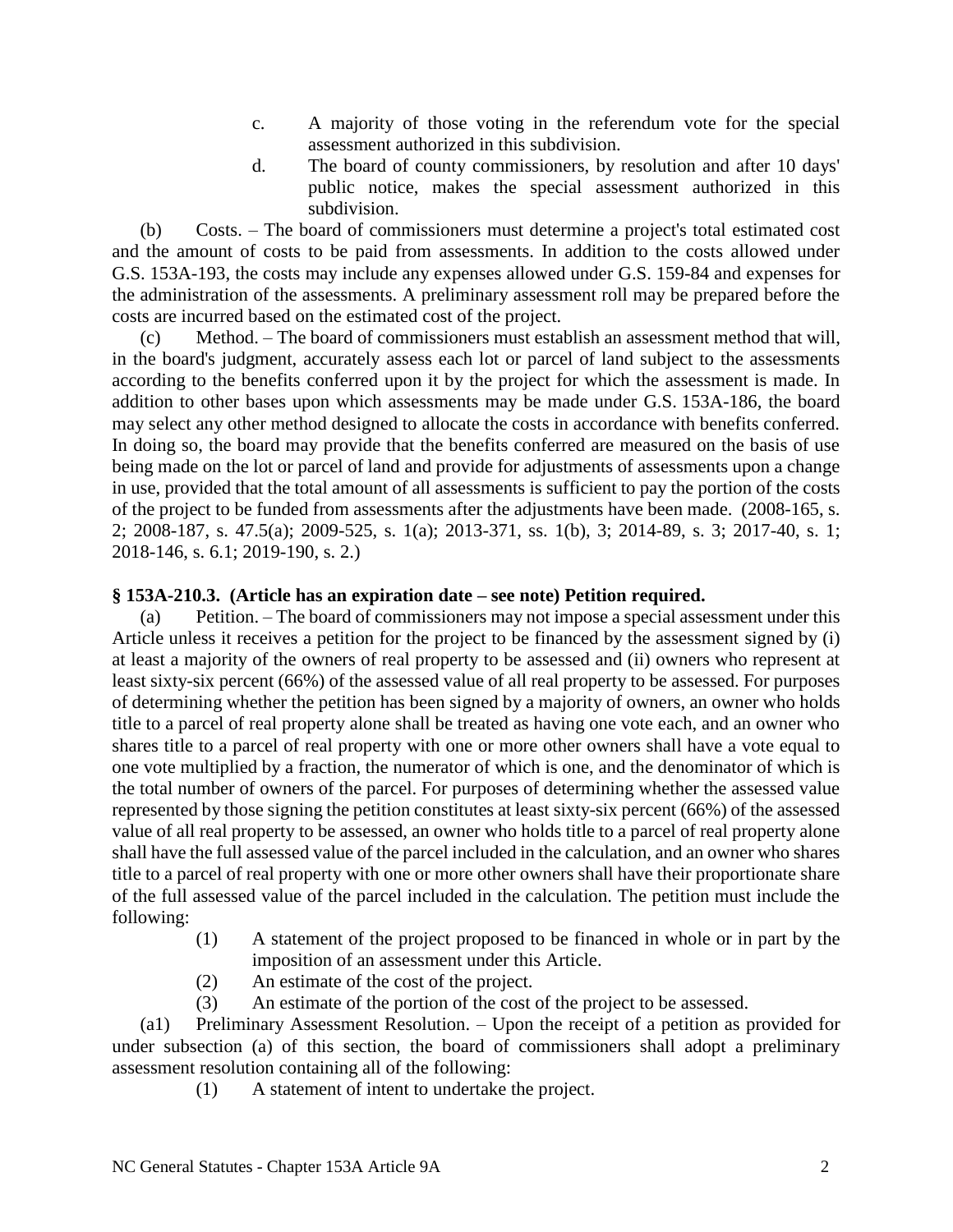c. A majority of those voting in the referendum vote for the special assessment authorized in this subdivision.

d. The board of county commissioners, by resolution and after 10 days' public notice, makes the special assessment authorized in this subdivision.

(b) Costs. – The board of commissioners must determine a project's total estimated cost and the amount of costs to be paid from assessments. In addition to the costs allowed under G.S. 153A-193, the costs may include any expenses allowed under G.S. 159-84 and expenses for the administration of the assessments. A preliminary assessment roll may be prepared before the costs are incurred based on the estimated cost of the project.

(c) Method. – The board of commissioners must establish an assessment method that will, in the board's judgment, accurately assess each lot or parcel of land subject to the assessments according to the benefits conferred upon it by the project for which the assessment is made. In addition to other bases upon which assessments may be made under G.S. 153A-186, the board may select any other method designed to allocate the costs in accordance with benefits conferred. In doing so, the board may provide that the benefits conferred are measured on the basis of use being made on the lot or parcel of land and provide for adjustments of assessments upon a change in use, provided that the total amount of all assessments is sufficient to pay the portion of the costs of the project to be funded from assessments after the adjustments have been made. (2008-165, s. 2; 2008-187, s. 47.5(a); 2009-525, s. 1(a); 2013-371, ss. 1(b), 3; 2014-89, s. 3; 2017-40, s. 1; 2018-146, s. 6.1; 2019-190, s. 2.)

**§ 153A-210.3. (Article has an expiration date – see note) Petition required.**

(a) Petition. – The board of commissioners may not impose a special assessment under this Article unless it receives a petition for the project to be financed by the assessment signed by (i) at least a majority of the owners of real property to be assessed and (ii) owners who represent at least sixty-six percent (66%) of the assessed value of all real property to be assessed. For purposes of determining whether the petition has been signed by a majority of owners, an owner who holds title to a parcel of real property alone shall be treated as having one vote each, and an owner who shares title to a parcel of real property with one or more other owners shall have a vote equal to one vote multiplied by a fraction, the numerator of which is one, and the denominator of which is the total number of owners of the parcel. For purposes of determining whether the assessed value represented by those signing the petition constitutes at least sixty-six percent (66%) of the assessed value of all real property to be assessed, an owner who holds title to a parcel of real property alone shall have the full assessed value of the parcel included in the calculation, and an owner who shares title to a parcel of real property with one or more other owners shall have their proportionate share of the full assessed value of the parcel included in the calculation. The petition must include the following:

(1) A statement of the project proposed to be financed in whole or in part by the imposition of an assessment under this Article.

(2) An estimate of the cost of the project.

(3) An estimate of the portion of the cost of the project to be assessed.

(a1) Preliminary Assessment Resolution. – Upon the receipt of a petition as provided for under subsection (a) of this section, the board of commissioners shall adopt a preliminary assessment resolution containing all of the following:

(1) A statement of intent to undertake the project.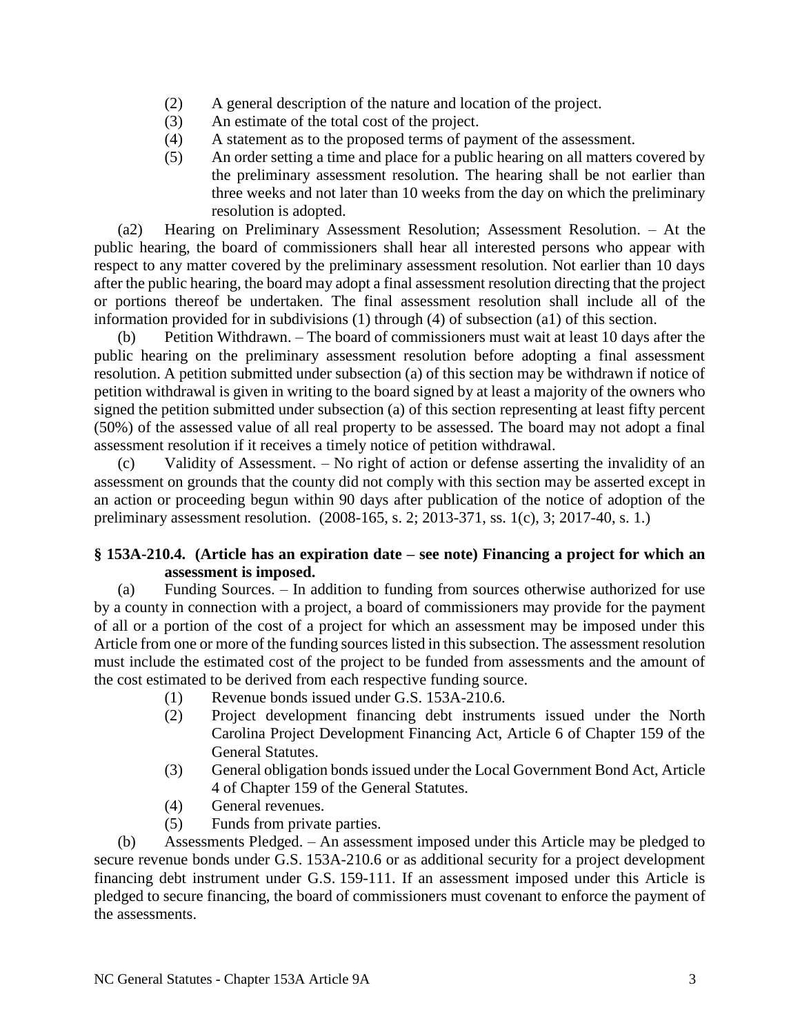(2) A general description of the nature and location of the project.

(3) An estimate of the total cost of the project.

(4) A statement as to the proposed terms of payment of the assessment.

(5) An order setting a time and place for a public hearing on all matters covered by the preliminary assessment resolution. The hearing shall be not earlier than three weeks and not later than 10 weeks from the day on which the preliminary resolution is adopted.

(a2) Hearing on Preliminary Assessment Resolution; Assessment Resolution. – At the public hearing, the board of commissioners shall hear all interested persons who appear with respect to any matter covered by the preliminary assessment resolution. Not earlier than 10 days after the public hearing, the board may adopt a final assessment resolution directing that the project or portions thereof be undertaken. The final assessment resolution shall include all of the information provided for in subdivisions (1) through (4) of subsection (a1) of this section.

(b) Petition Withdrawn. – The board of commissioners must wait at least 10 days after the public hearing on the preliminary assessment resolution before adopting a final assessment resolution. A petition submitted under subsection (a) of this section may be withdrawn if notice of petition withdrawal is given in writing to the board signed by at least a majority of the owners who signed the petition submitted under subsection (a) of this section representing at least fifty percent (50%) of the assessed value of all real property to be assessed. The board may not adopt a final assessment resolution if it receives a timely notice of petition withdrawal.

(c) Validity of Assessment. – No right of action or defense asserting the invalidity of an assessment on grounds that the county did not comply with this section may be asserted except in an action or proceeding begun within 90 days after publication of the notice of adoption of the preliminary assessment resolution. (2008-165, s. 2; 2013-371, ss. 1(c), 3; 2017-40, s. 1.)

**§ 153A-210.4. (Article has an expiration date – see note) Financing a project for which an assessment is imposed.**

(a) Funding Sources. – In addition to funding from sources otherwise authorized for use by a county in connection with a project, a board of commissioners may provide for the payment of all or a portion of the cost of a project for which an assessment may be imposed under this Article from one or more of the funding sources listed in this subsection. The assessment resolution must include the estimated cost of the project to be funded from assessments and the amount of the cost estimated to be derived from each respective funding source.

(1) Revenue bonds issued under G.S. 153A-210.6.

(2) Project development financing debt instruments issued under the North Carolina Project Development Financing Act, Article 6 of Chapter 159 of the General Statutes.

(3) General obligation bonds issued under the Local Government Bond Act, Article 4 of Chapter 159 of the General Statutes.

(4) General revenues.

(5) Funds from private parties.

(b) Assessments Pledged. – An assessment imposed under this Article may be pledged to secure revenue bonds under G.S. 153A-210.6 or as additional security for a project development financing debt instrument under G.S. 159-111. If an assessment imposed under this Article is pledged to secure financing, the board of commissioners must covenant to enforce the payment of the assessments.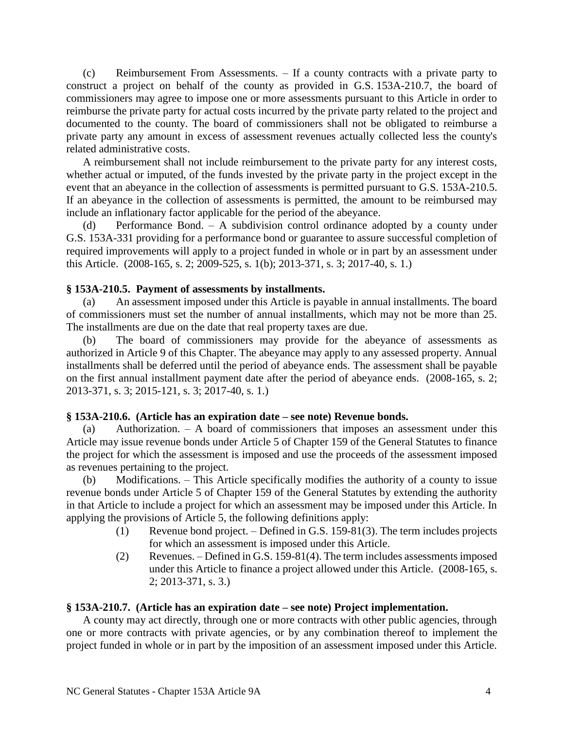(c) Reimbursement From Assessments. – If a county contracts with a private party to construct a project on behalf of the county as provided in G.S. 153A-210.7, the board of commissioners may agree to impose one or more assessments pursuant to this Article in order to reimburse the private party for actual costs incurred by the private party related to the project and documented to the county. The board of commissioners shall not be obligated to reimburse a private party any amount in excess of assessment revenues actually collected less the county's related administrative costs.

A reimbursement shall not include reimbursement to the private party for any interest costs, whether actual or imputed, of the funds invested by the private party in the project except in the event that an abeyance in the collection of assessments is permitted pursuant to G.S. 153A-210.5. If an abeyance in the collection of assessments is permitted, the amount to be reimbursed may include an inflationary factor applicable for the period of the abeyance.

(d) Performance Bond. – A subdivision control ordinance adopted by a county under G.S. 153A-331 providing for a performance bond or guarantee to assure successful completion of required improvements will apply to a project funded in whole or in part by an assessment under this Article. (2008-165, s. 2; 2009-525, s. 1(b); 2013-371, s. 3; 2017-40, s. 1.)

**§ 153A-210.5. Payment of assessments by installments.**

(a) An assessment imposed under this Article is payable in annual installments. The board of commissioners must set the number of annual installments, which may not be more than 25. The installments are due on the date that real property taxes are due.

(b) The board of commissioners may provide for the abeyance of assessments as authorized in Article 9 of this Chapter. The abeyance may apply to any assessed property. Annual installments shall be deferred until the period of abeyance ends. The assessment shall be payable on the first annual installment payment date after the period of abeyance ends. (2008-165, s. 2; 2013-371, s. 3; 2015-121, s. 3; 2017-40, s. 1.)

**§ 153A-210.6. (Article has an expiration date – see note) Revenue bonds.**

(a) Authorization. – A board of commissioners that imposes an assessment under this Article may issue revenue bonds under Article 5 of Chapter 159 of the General Statutes to finance the project for which the assessment is imposed and use the proceeds of the assessment imposed as revenues pertaining to the project.

(b) Modifications. – This Article specifically modifies the authority of a county to issue revenue bonds under Article 5 of Chapter 159 of the General Statutes by extending the authority in that Article to include a project for which an assessment may be imposed under this Article. In applying the provisions of Article 5, the following definitions apply:

(1) Revenue bond project. – Defined in G.S. 159-81(3). The term includes projects for which an assessment is imposed under this Article.

(2) Revenues. – Defined in G.S. 159-81(4). The term includes assessments imposed under this Article to finance a project allowed under this Article. (2008-165, s. 2; 2013-371, s. 3.)

**§ 153A-210.7. (Article has an expiration date – see note) Project implementation.**

A county may act directly, through one or more contracts with other public agencies, through one or more contracts with private agencies, or by any combination thereof to implement the project funded in whole or in part by the imposition of an assessment imposed under this Article.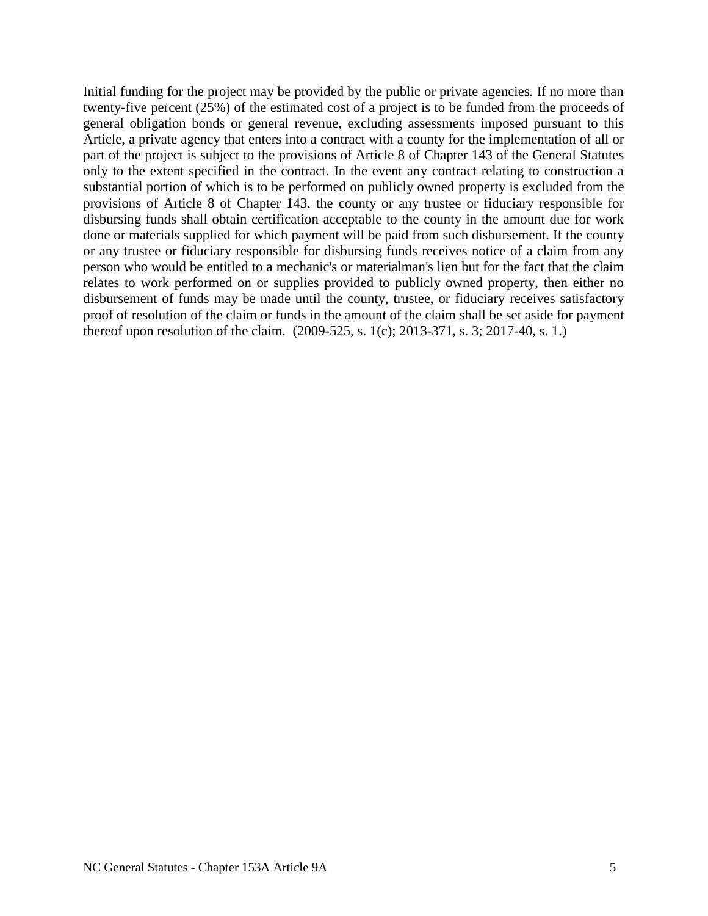Initial funding for the project may be provided by the public or private agencies. If no more than twenty-five percent (25%) of the estimated cost of a project is to be funded from the proceeds of general obligation bonds or general revenue, excluding assessments imposed pursuant to this Article, a private agency that enters into a contract with a county for the implementation of all or part of the project is subject to the provisions of Article 8 of Chapter 143 of the General Statutes only to the extent specified in the contract. In the event any contract relating to construction a substantial portion of which is to be performed on publicly owned property is excluded from the provisions of Article 8 of Chapter 143, the county or any trustee or fiduciary responsible for disbursing funds shall obtain certification acceptable to the county in the amount due for work done or materials supplied for which payment will be paid from such disbursement. If the county or any trustee or fiduciary responsible for disbursing funds receives notice of a claim from any person who would be entitled to a mechanic's or materialman's lien but for the fact that the claim relates to work performed on or supplies provided to publicly owned property, then either no disbursement of funds may be made until the county, trustee, or fiduciary receives satisfactory proof of resolution of the claim or funds in the amount of the claim shall be set aside for payment thereof upon resolution of the claim. (2009-525, s. 1(c); 2013-371, s. 3; 2017-40, s. 1.)